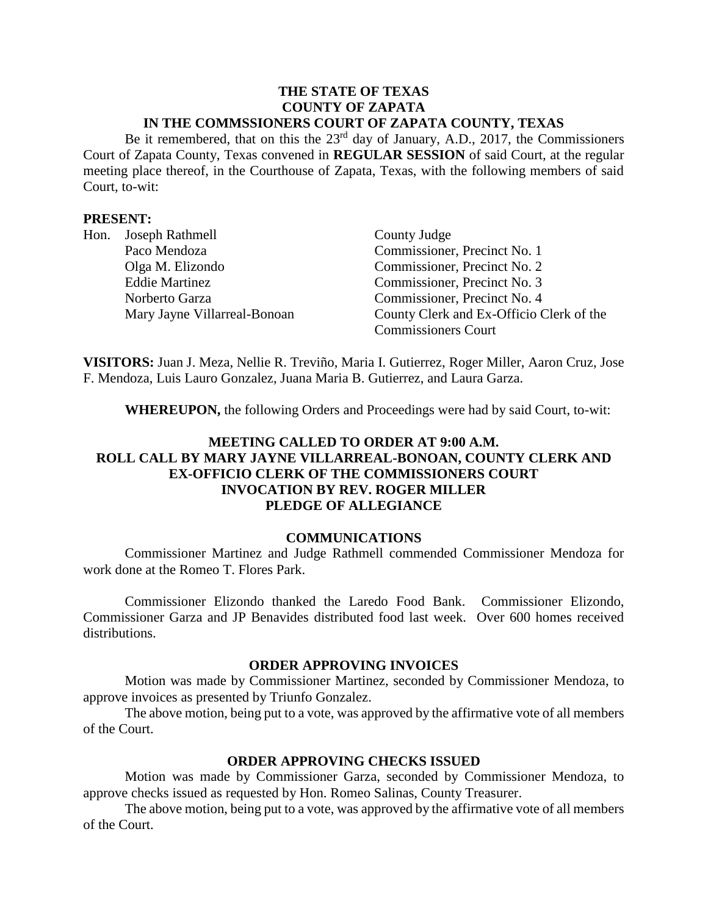**THE STATE OF TEXAS**
**COUNTY OF ZAPATA**
**IN THE COMMSSIONERS COURT OF ZAPATA COUNTY, TEXAS**

Be it remembered, that on this the 23rd day of January, A.D., 2017, the Commissioners Court of Zapata County, Texas convened in **REGULAR SESSION** of said Court, at the regular meeting place thereof, in the Courthouse of Zapata, Texas, with the following members of said Court, to-wit:

**PRESENT:**

| | | |
|---|---|---|
| Hon. | Joseph Rathmell | County Judge |
| | Paco Mendoza | Commissioner, Precinct No. 1 |
| | Olga M. Elizondo | Commissioner, Precinct No. 2 |
| | Eddie Martinez | Commissioner, Precinct No. 3 |
| | Norberto Garza | Commissioner, Precinct No. 4 |
| | Mary Jayne Villarreal-Bonoan | County Clerk and Ex-Officio Clerk of the Commissioners Court |

**VISITORS:** Juan J. Meza, Nellie R. Treviño, Maria I. Gutierrez, Roger Miller, Aaron Cruz, Jose F. Mendoza, Luis Lauro Gonzalez, Juana Maria B. Gutierrez, and Laura Garza.

**WHEREUPON,** the following Orders and Proceedings were had by said Court, to-wit:

**MEETING CALLED TO ORDER AT 9:00 A.M.**
**ROLL CALL BY MARY JAYNE VILLARREAL-BONOAN, COUNTY CLERK AND EX-OFFICIO CLERK OF THE COMMISSIONERS COURT**
**INVOCATION BY REV. ROGER MILLER**
**PLEDGE OF ALLEGIANCE**

## COMMUNICATIONS

Commissioner Martinez and Judge Rathmell commended Commissioner Mendoza for work done at the Romeo T. Flores Park.

Commissioner Elizondo thanked the Laredo Food Bank. Commissioner Elizondo, Commissioner Garza and JP Benavides distributed food last week. Over 600 homes received distributions.

## ORDER APPROVING INVOICES

Motion was made by Commissioner Martinez, seconded by Commissioner Mendoza, to approve invoices as presented by Triunfo Gonzalez.

The above motion, being put to a vote, was approved by the affirmative vote of all members of the Court.

## ORDER APPROVING CHECKS ISSUED

Motion was made by Commissioner Garza, seconded by Commissioner Mendoza, to approve checks issued as requested by Hon. Romeo Salinas, County Treasurer.

The above motion, being put to a vote, was approved by the affirmative vote of all members of the Court.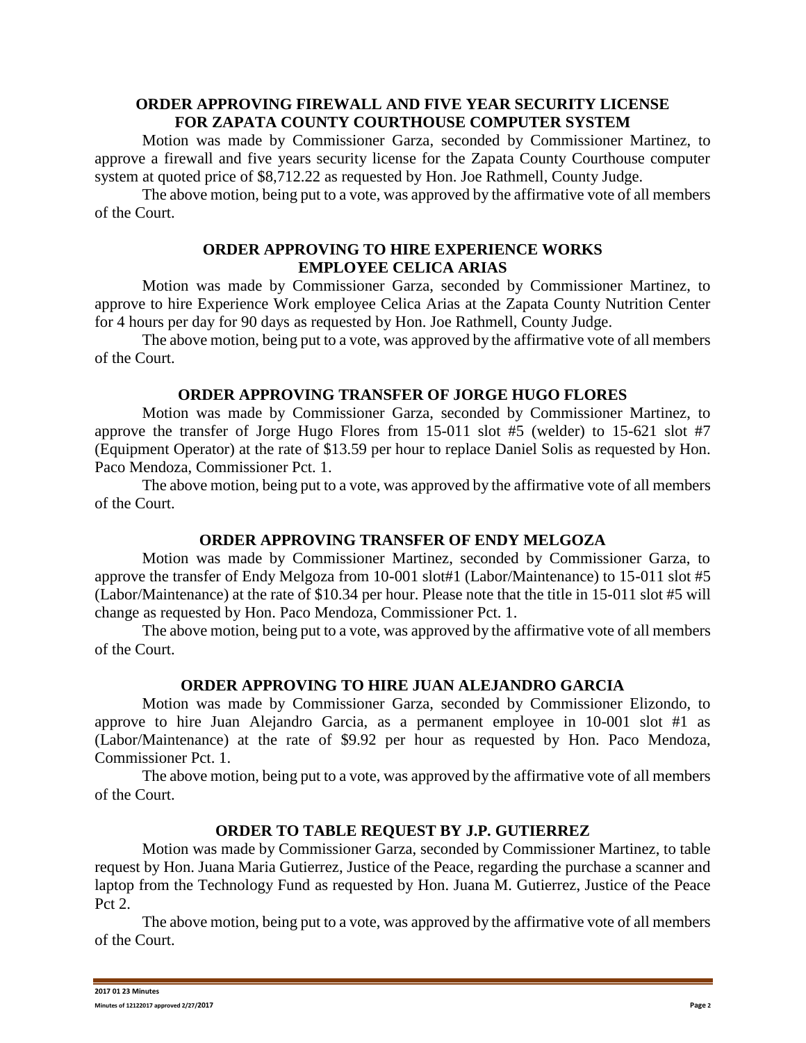## ORDER APPROVING FIREWALL AND FIVE YEAR SECURITY LICENSE FOR ZAPATA COUNTY COURTHOUSE COMPUTER SYSTEM

Motion was made by Commissioner Garza, seconded by Commissioner Martinez, to approve a firewall and five years security license for the Zapata County Courthouse computer system at quoted price of $8,712.22 as requested by Hon. Joe Rathmell, County Judge.

The above motion, being put to a vote, was approved by the affirmative vote of all members of the Court.

## ORDER APPROVING TO HIRE EXPERIENCE WORKS EMPLOYEE CELICA ARIAS

Motion was made by Commissioner Garza, seconded by Commissioner Martinez, to approve to hire Experience Work employee Celica Arias at the Zapata County Nutrition Center for 4 hours per day for 90 days as requested by Hon. Joe Rathmell, County Judge.

The above motion, being put to a vote, was approved by the affirmative vote of all members of the Court.

## ORDER APPROVING TRANSFER OF JORGE HUGO FLORES

Motion was made by Commissioner Garza, seconded by Commissioner Martinez, to approve the transfer of Jorge Hugo Flores from 15-011 slot #5 (welder) to 15-621 slot #7 (Equipment Operator) at the rate of $13.59 per hour to replace Daniel Solis as requested by Hon. Paco Mendoza, Commissioner Pct. 1.

The above motion, being put to a vote, was approved by the affirmative vote of all members of the Court.

## ORDER APPROVING TRANSFER OF ENDY MELGOZA

Motion was made by Commissioner Martinez, seconded by Commissioner Garza, to approve the transfer of Endy Melgoza from 10-001 slot#1 (Labor/Maintenance) to 15-011 slot #5 (Labor/Maintenance) at the rate of $10.34 per hour. Please note that the title in 15-011 slot #5 will change as requested by Hon. Paco Mendoza, Commissioner Pct. 1.

The above motion, being put to a vote, was approved by the affirmative vote of all members of the Court.

## ORDER APPROVING TO HIRE JUAN ALEJANDRO GARCIA

Motion was made by Commissioner Garza, seconded by Commissioner Elizondo, to approve to hire Juan Alejandro Garcia, as a permanent employee in 10-001 slot #1 as (Labor/Maintenance) at the rate of $9.92 per hour as requested by Hon. Paco Mendoza, Commissioner Pct. 1.

The above motion, being put to a vote, was approved by the affirmative vote of all members of the Court.

## ORDER TO TABLE REQUEST BY J.P. GUTIERREZ

Motion was made by Commissioner Garza, seconded by Commissioner Martinez, to table request by Hon. Juana Maria Gutierrez, Justice of the Peace, regarding the purchase a scanner and laptop from the Technology Fund as requested by Hon. Juana M. Gutierrez, Justice of the Peace Pct 2.

The above motion, being put to a vote, was approved by the affirmative vote of all members of the Court.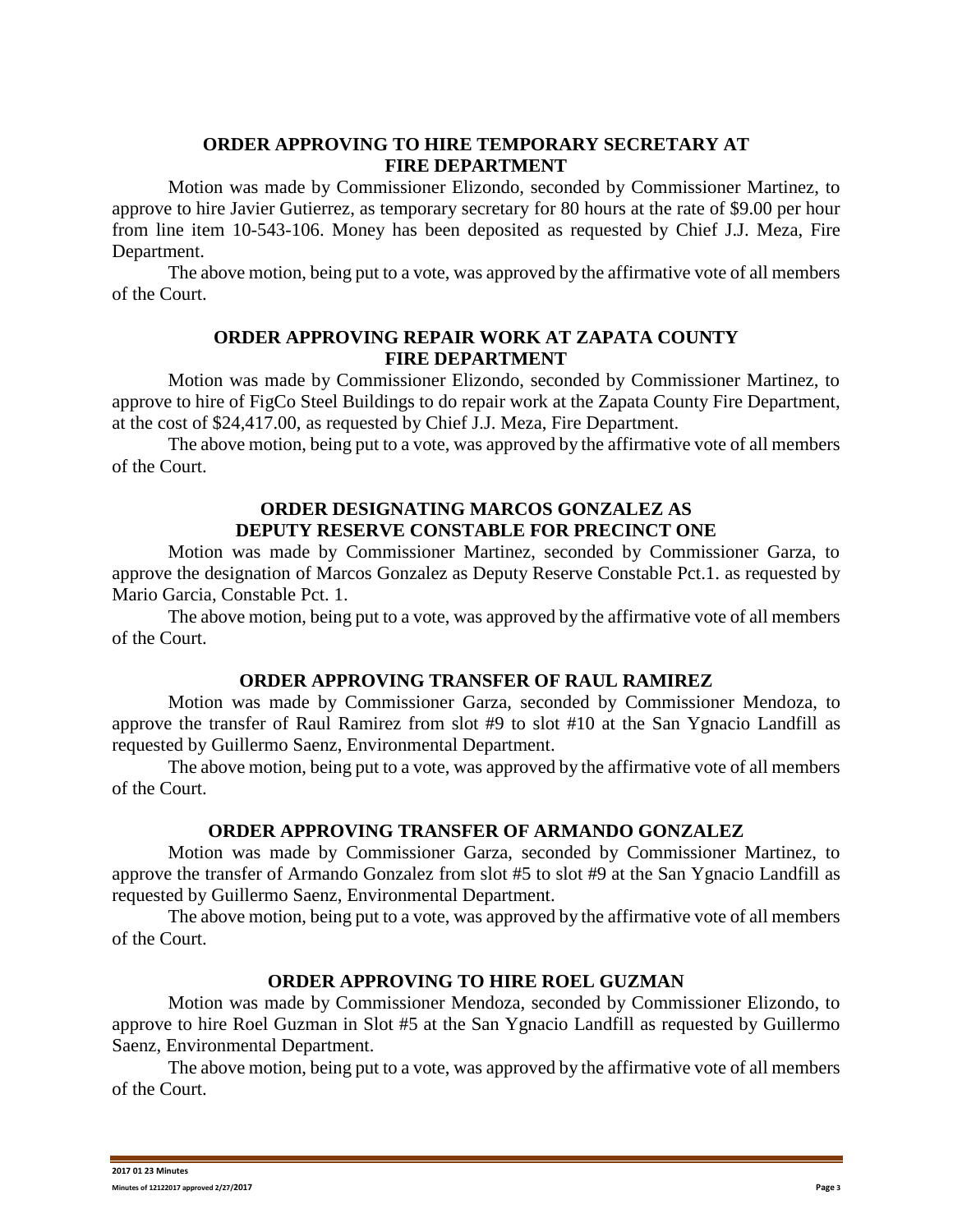## ORDER APPROVING TO HIRE TEMPORARY SECRETARY AT FIRE DEPARTMENT

Motion was made by Commissioner Elizondo, seconded by Commissioner Martinez, to approve to hire Javier Gutierrez, as temporary secretary for 80 hours at the rate of $9.00 per hour from line item 10-543-106. Money has been deposited as requested by Chief J.J. Meza, Fire Department.

The above motion, being put to a vote, was approved by the affirmative vote of all members of the Court.

## ORDER APPROVING REPAIR WORK AT ZAPATA COUNTY FIRE DEPARTMENT

Motion was made by Commissioner Elizondo, seconded by Commissioner Martinez, to approve to hire of FigCo Steel Buildings to do repair work at the Zapata County Fire Department, at the cost of $24,417.00, as requested by Chief J.J. Meza, Fire Department.

The above motion, being put to a vote, was approved by the affirmative vote of all members of the Court.

## ORDER DESIGNATING MARCOS GONZALEZ AS DEPUTY RESERVE CONSTABLE FOR PRECINCT ONE

Motion was made by Commissioner Martinez, seconded by Commissioner Garza, to approve the designation of Marcos Gonzalez as Deputy Reserve Constable Pct.1. as requested by Mario Garcia, Constable Pct. 1.

The above motion, being put to a vote, was approved by the affirmative vote of all members of the Court.

## ORDER APPROVING TRANSFER OF RAUL RAMIREZ

Motion was made by Commissioner Garza, seconded by Commissioner Mendoza, to approve the transfer of Raul Ramirez from slot #9 to slot #10 at the San Ygnacio Landfill as requested by Guillermo Saenz, Environmental Department.

The above motion, being put to a vote, was approved by the affirmative vote of all members of the Court.

## ORDER APPROVING TRANSFER OF ARMANDO GONZALEZ

Motion was made by Commissioner Garza, seconded by Commissioner Martinez, to approve the transfer of Armando Gonzalez from slot #5 to slot #9 at the San Ygnacio Landfill as requested by Guillermo Saenz, Environmental Department.

The above motion, being put to a vote, was approved by the affirmative vote of all members of the Court.

## ORDER APPROVING TO HIRE ROEL GUZMAN

Motion was made by Commissioner Mendoza, seconded by Commissioner Elizondo, to approve to hire Roel Guzman in Slot #5 at the San Ygnacio Landfill as requested by Guillermo Saenz, Environmental Department.

The above motion, being put to a vote, was approved by the affirmative vote of all members of the Court.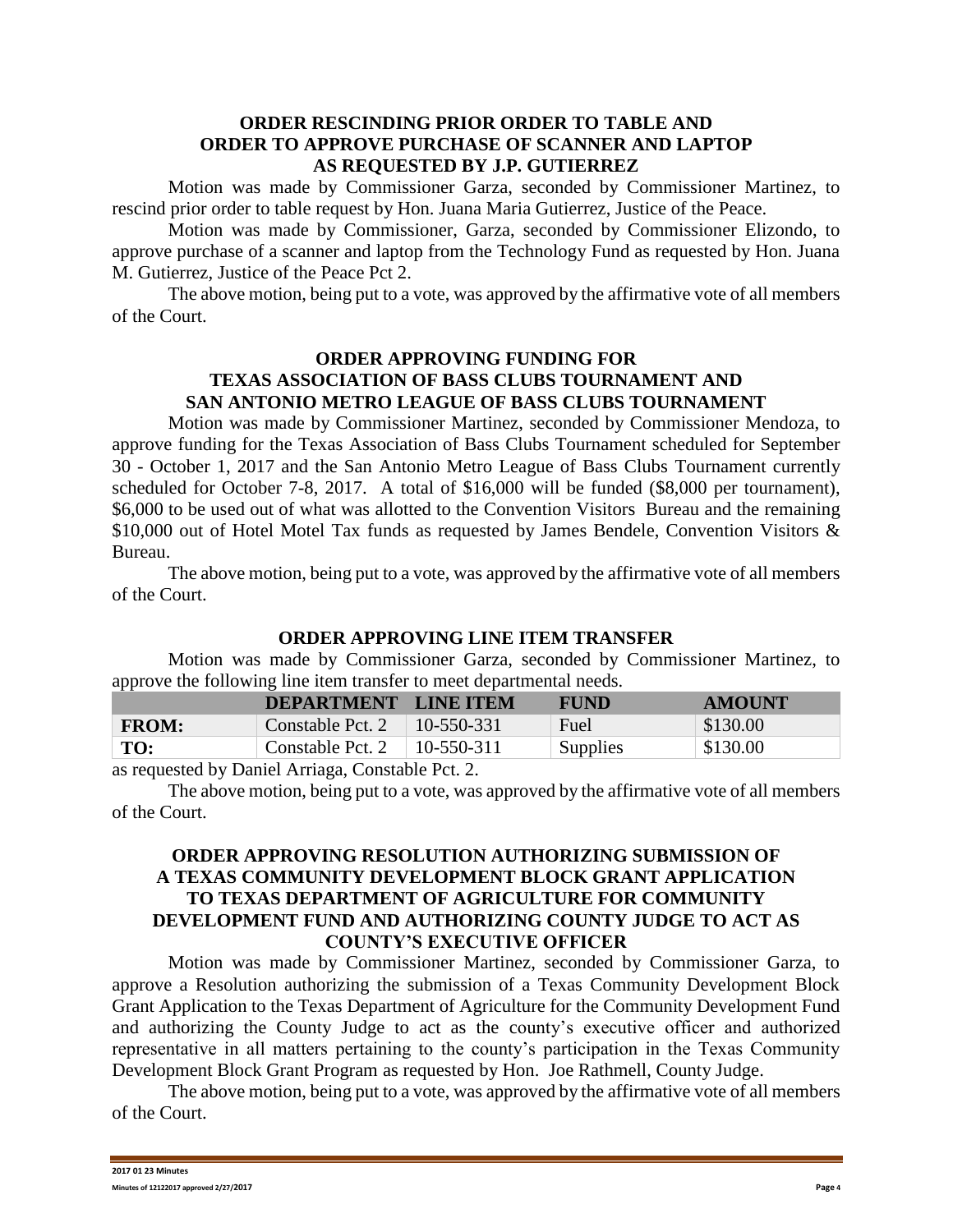## ORDER RESCINDING PRIOR ORDER TO TABLE AND ORDER TO APPROVE PURCHASE OF SCANNER AND LAPTOP AS REQUESTED BY J.P. GUTIERREZ

Motion was made by Commissioner Garza, seconded by Commissioner Martinez, to rescind prior order to table request by Hon. Juana Maria Gutierrez, Justice of the Peace.

Motion was made by Commissioner, Garza, seconded by Commissioner Elizondo, to approve purchase of a scanner and laptop from the Technology Fund as requested by Hon. Juana M. Gutierrez, Justice of the Peace Pct 2.

The above motion, being put to a vote, was approved by the affirmative vote of all members of the Court.

## ORDER APPROVING FUNDING FOR TEXAS ASSOCIATION OF BASS CLUBS TOURNAMENT AND SAN ANTONIO METRO LEAGUE OF BASS CLUBS TOURNAMENT

Motion was made by Commissioner Martinez, seconded by Commissioner Mendoza, to approve funding for the Texas Association of Bass Clubs Tournament scheduled for September 30 - October 1, 2017 and the San Antonio Metro League of Bass Clubs Tournament currently scheduled for October 7-8, 2017. A total of $16,000 will be funded ($8,000 per tournament), $6,000 to be used out of what was allotted to the Convention Visitors Bureau and the remaining $10,000 out of Hotel Motel Tax funds as requested by James Bendele, Convention Visitors & Bureau.

The above motion, being put to a vote, was approved by the affirmative vote of all members of the Court.

## ORDER APPROVING LINE ITEM TRANSFER

Motion was made by Commissioner Garza, seconded by Commissioner Martinez, to approve the following line item transfer to meet departmental needs.

| | DEPARTMENT | LINE ITEM | FUND | AMOUNT |
|---|---|---|---|---|
| FROM: | Constable Pct. 2 | 10-550-331 | Fuel | $130.00 |
| TO: | Constable Pct. 2 | 10-550-311 | Supplies | $130.00 |

as requested by Daniel Arriaga, Constable Pct. 2.

The above motion, being put to a vote, was approved by the affirmative vote of all members of the Court.

## ORDER APPROVING RESOLUTION AUTHORIZING SUBMISSION OF A TEXAS COMMUNITY DEVELOPMENT BLOCK GRANT APPLICATION TO TEXAS DEPARTMENT OF AGRICULTURE FOR COMMUNITY DEVELOPMENT FUND AND AUTHORIZING COUNTY JUDGE TO ACT AS COUNTY'S EXECUTIVE OFFICER

Motion was made by Commissioner Martinez, seconded by Commissioner Garza, to approve a Resolution authorizing the submission of a Texas Community Development Block Grant Application to the Texas Department of Agriculture for the Community Development Fund and authorizing the County Judge to act as the county's executive officer and authorized representative in all matters pertaining to the county's participation in the Texas Community Development Block Grant Program as requested by Hon. Joe Rathmell, County Judge.

The above motion, being put to a vote, was approved by the affirmative vote of all members of the Court.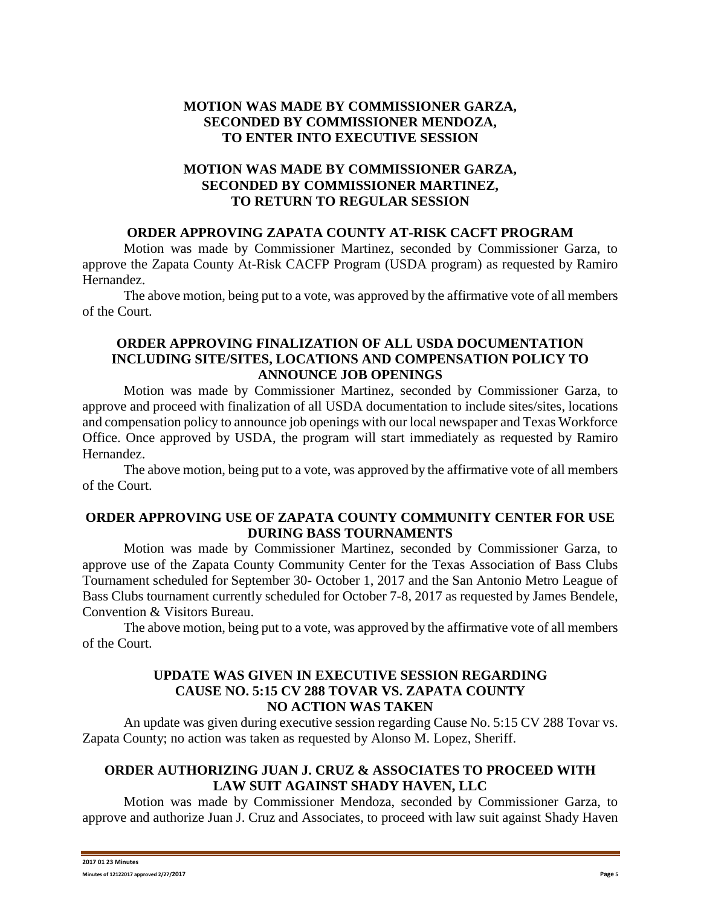**MOTION WAS MADE BY COMMISSIONER GARZA,
SECONDED BY COMMISSIONER MENDOZA,
TO ENTER INTO EXECUTIVE SESSION**

**MOTION WAS MADE BY COMMISSIONER GARZA,
SECONDED BY COMMISSIONER MARTINEZ,
TO RETURN TO REGULAR SESSION**

**ORDER APPROVING ZAPATA COUNTY AT-RISK CACFT PROGRAM**

Motion was made by Commissioner Martinez, seconded by Commissioner Garza, to approve the Zapata County At-Risk CACFP Program (USDA program) as requested by Ramiro Hernandez.

The above motion, being put to a vote, was approved by the affirmative vote of all members of the Court.

**ORDER APPROVING FINALIZATION OF ALL USDA DOCUMENTATION INCLUDING SITE/SITES, LOCATIONS AND COMPENSATION POLICY TO ANNOUNCE JOB OPENINGS**

Motion was made by Commissioner Martinez, seconded by Commissioner Garza, to approve and proceed with finalization of all USDA documentation to include sites/sites, locations and compensation policy to announce job openings with our local newspaper and Texas Workforce Office. Once approved by USDA, the program will start immediately as requested by Ramiro Hernandez.

The above motion, being put to a vote, was approved by the affirmative vote of all members of the Court.

**ORDER APPROVING USE OF ZAPATA COUNTY COMMUNITY CENTER FOR USE DURING BASS TOURNAMENTS**

Motion was made by Commissioner Martinez, seconded by Commissioner Garza, to approve use of the Zapata County Community Center for the Texas Association of Bass Clubs Tournament scheduled for September 30- October 1, 2017 and the San Antonio Metro League of Bass Clubs tournament currently scheduled for October 7-8, 2017 as requested by James Bendele, Convention & Visitors Bureau.

The above motion, being put to a vote, was approved by the affirmative vote of all members of the Court.

**UPDATE WAS GIVEN IN EXECUTIVE SESSION REGARDING
CAUSE NO. 5:15 CV 288 TOVAR VS. ZAPATA COUNTY
NO ACTION WAS TAKEN**

An update was given during executive session regarding Cause No. 5:15 CV 288 Tovar vs. Zapata County; no action was taken as requested by Alonso M. Lopez, Sheriff.

**ORDER AUTHORIZING JUAN J. CRUZ & ASSOCIATES TO PROCEED WITH LAW SUIT AGAINST SHADY HAVEN, LLC**

Motion was made by Commissioner Mendoza, seconded by Commissioner Garza, to approve and authorize Juan J. Cruz and Associates, to proceed with law suit against Shady Haven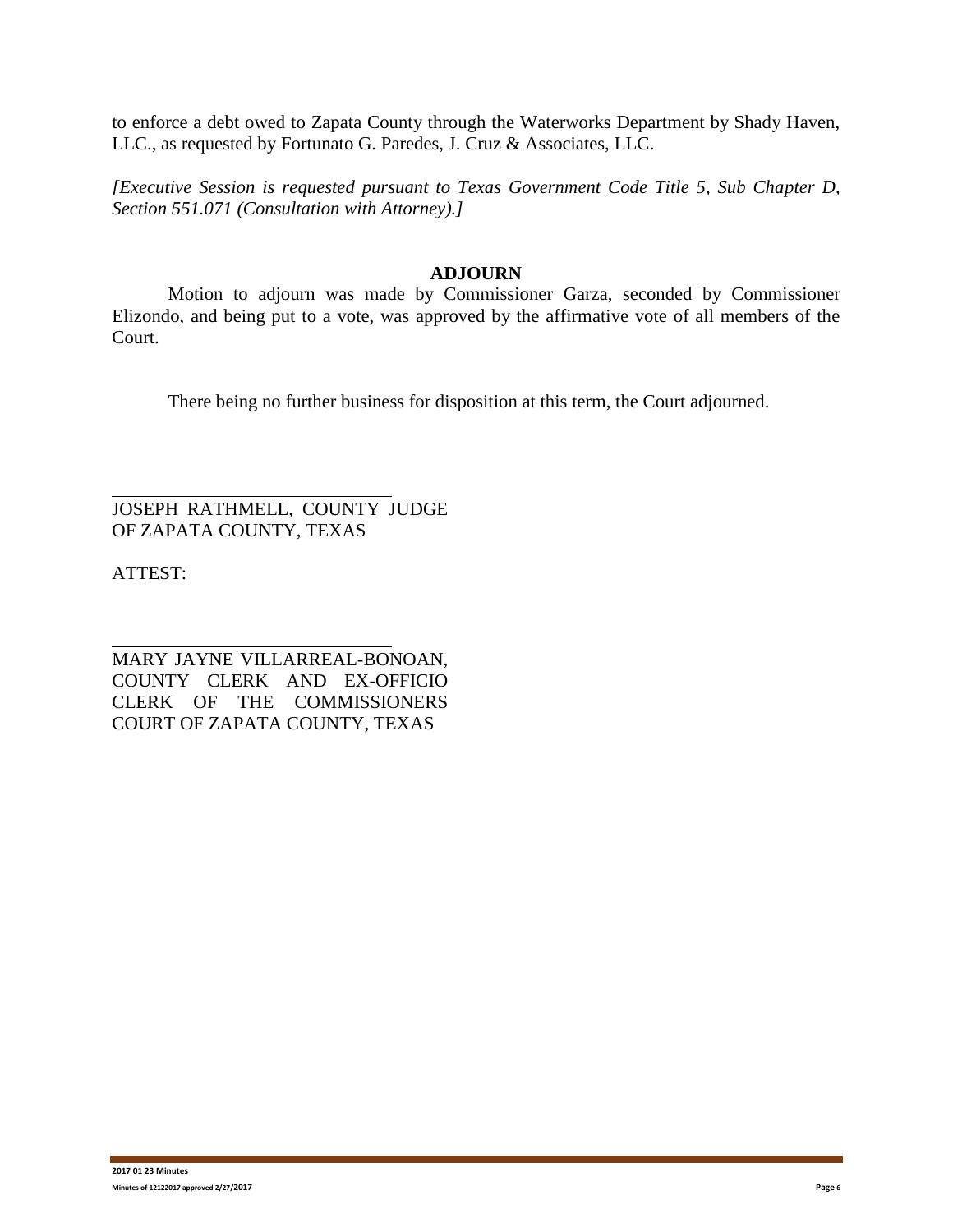to enforce a debt owed to Zapata County through the Waterworks Department by Shady Haven, LLC., as requested by Fortunato G. Paredes, J. Cruz & Associates, LLC.

*[Executive Session is requested pursuant to Texas Government Code Title 5, Sub Chapter D, Section 551.071 (Consultation with Attorney).]*

## ADJOURN

Motion to adjourn was made by Commissioner Garza, seconded by Commissioner Elizondo, and being put to a vote, was approved by the affirmative vote of all members of the Court.

There being no further business for disposition at this term, the Court adjourned.

\_\_\_\_\_\_\_\_\_\_\_\_\_\_\_\_\_\_\_\_\_\_\_\_\_\_\_\_\_\_
JOSEPH RATHMELL, COUNTY JUDGE
OF ZAPATA COUNTY, TEXAS

ATTEST:

\_\_\_\_\_\_\_\_\_\_\_\_\_\_\_\_\_\_\_\_\_\_\_\_\_\_\_\_\_\_
MARY JAYNE VILLARREAL-BONOAN,
COUNTY CLERK AND EX-OFFICIO
CLERK OF THE COMMISSIONERS
COURT OF ZAPATA COUNTY, TEXAS